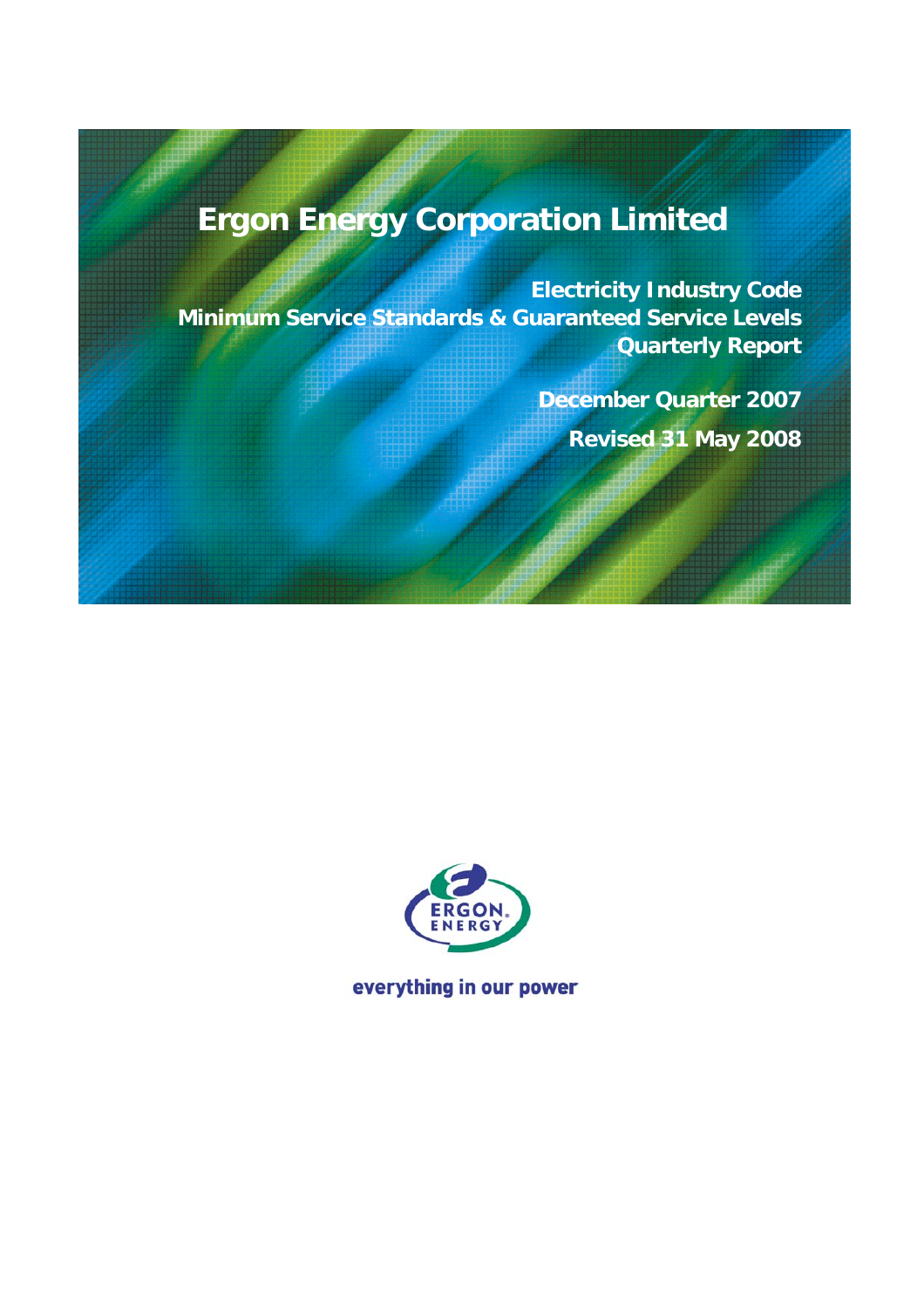# Ergon Energy Corporation Limited

**Electricity Industry Code**
**Minimum Service Standards & Guaranteed Service Levels**
**Quarterly Report**

**December Quarter 2007**

**Revised 31 May 2008**

ERGON ENERGY

everything in our power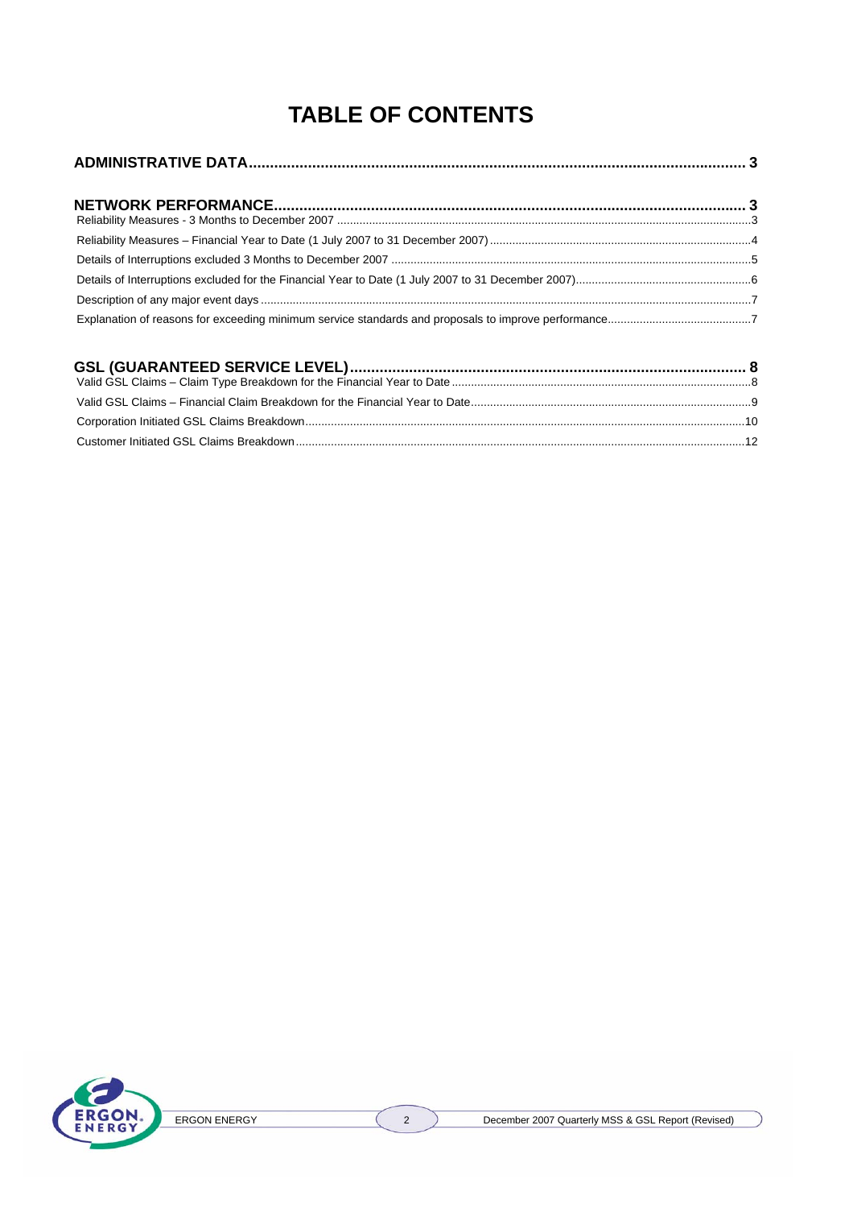# TABLE OF CONTENTS

**ADMINISTRATIVE DATA ........................................................................................................................ 3**

**NETWORK PERFORMANCE ................................................................................................................. 3**

Reliability Measures - 3 Months to December 2007 ........................................................................................ 3

Reliability Measures – Financial Year to Date (1 July 2007 to 31 December 2007) ........................................ 4

Details of Interruptions excluded 3 Months to December 2007 ...................................................................... 5

Details of Interruptions excluded for the Financial Year to Date (1 July 2007 to 31 December 2007) ............ 6

Description of any major event days ................................................................................................................ 7

Explanation of reasons for exceeding minimum service standards and proposals to improve performance .... 7

**GSL (GUARANTEED SERVICE LEVEL) ................................................................................................ 8**

Valid GSL Claims – Claim Type Breakdown for the Financial Year to Date .................................................... 8

Valid GSL Claims – Financial Claim Breakdown for the Financial Year to Date .............................................. 9

Corporation Initiated GSL Claims Breakdown ................................................................................................ 10

Customer Initiated GSL Claims Breakdown .................................................................................................... 12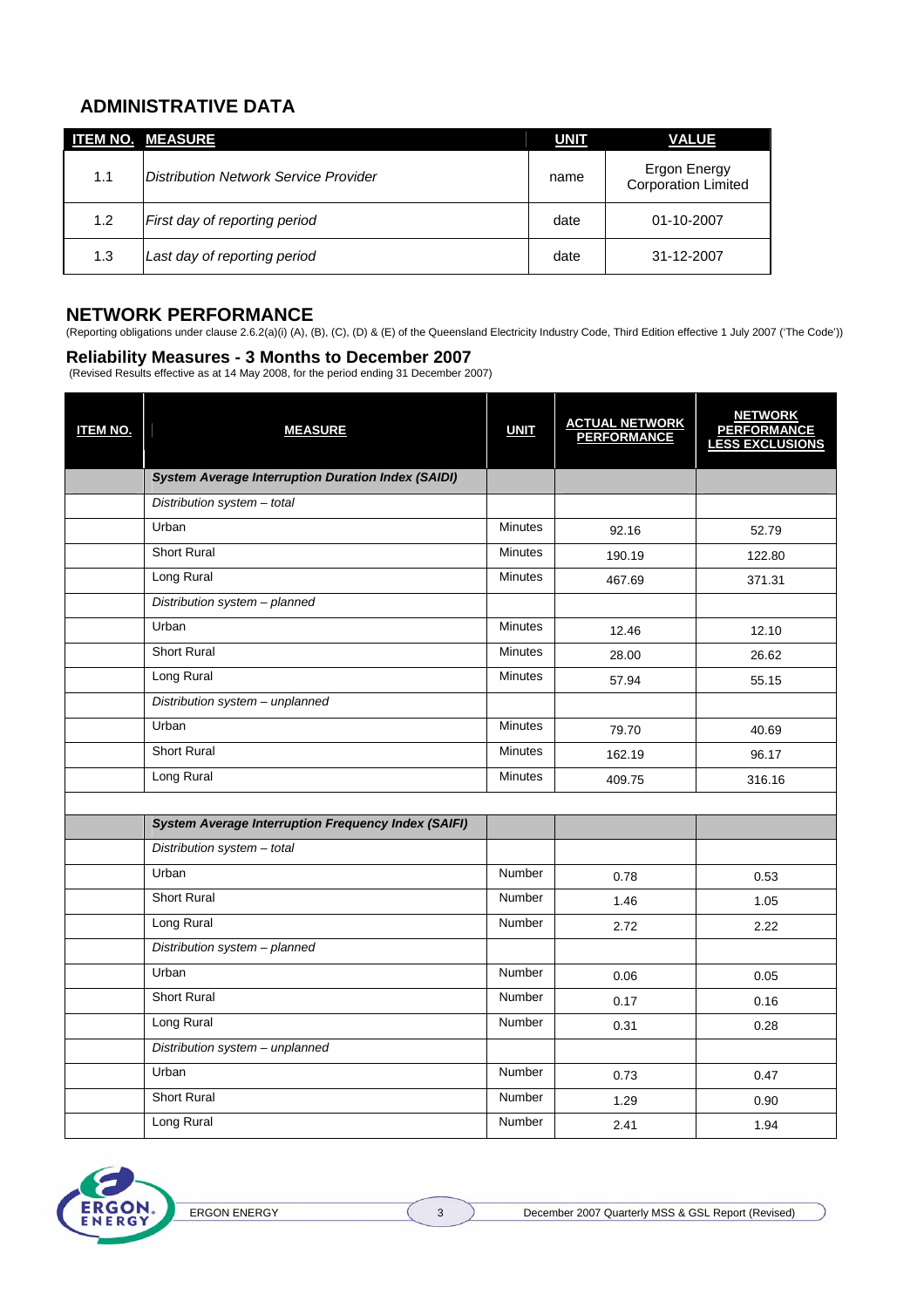## ADMINISTRATIVE DATA

| ITEM NO. | MEASURE | UNIT | VALUE |
|---|---|---|---|
| 1.1 | *Distribution Network Service Provider* | name | Ergon Energy Corporation Limited |
| 1.2 | *First day of reporting period* | date | 01-10-2007 |
| 1.3 | *Last day of reporting period* | date | 31-12-2007 |

## NETWORK PERFORMANCE

(Reporting obligations under clause 2.6.2(a)(i) (A), (B), (C), (D) & (E) of the Queensland Electricity Industry Code, Third Edition effective 1 July 2007 ('The Code'))

### Reliability Measures - 3 Months to December 2007

(Revised Results effective as at 14 May 2008, for the period ending 31 December 2007)

| ITEM NO. | MEASURE | UNIT | ACTUAL NETWORK PERFORMANCE | NETWORK PERFORMANCE LESS EXCLUSIONS |
|---|---|---|---|---|
| | ***System Average Interruption Duration Index (SAIDI)*** | | | |
| | *Distribution system – total* | | | |
| | Urban | Minutes | 92.16 | 52.79 |
| | Short Rural | Minutes | 190.19 | 122.80 |
| | Long Rural | Minutes | 467.69 | 371.31 |
| | *Distribution system – planned* | | | |
| | Urban | Minutes | 12.46 | 12.10 |
| | Short Rural | Minutes | 28.00 | 26.62 |
| | Long Rural | Minutes | 57.94 | 55.15 |
| | *Distribution system – unplanned* | | | |
| | Urban | Minutes | 79.70 | 40.69 |
| | Short Rural | Minutes | 162.19 | 96.17 |
| | Long Rural | Minutes | 409.75 | 316.16 |
| | | | | |
| | ***System Average Interruption Frequency Index (SAIFI)*** | | | |
| | *Distribution system – total* | | | |
| | Urban | Number | 0.78 | 0.53 |
| | Short Rural | Number | 1.46 | 1.05 |
| | Long Rural | Number | 2.72 | 2.22 |
| | *Distribution system – planned* | | | |
| | Urban | Number | 0.06 | 0.05 |
| | Short Rural | Number | 0.17 | 0.16 |
| | Long Rural | Number | 0.31 | 0.28 |
| | *Distribution system – unplanned* | | | |
| | Urban | Number | 0.73 | 0.47 |
| | Short Rural | Number | 1.29 | 0.90 |
| | Long Rural | Number | 2.41 | 1.94 |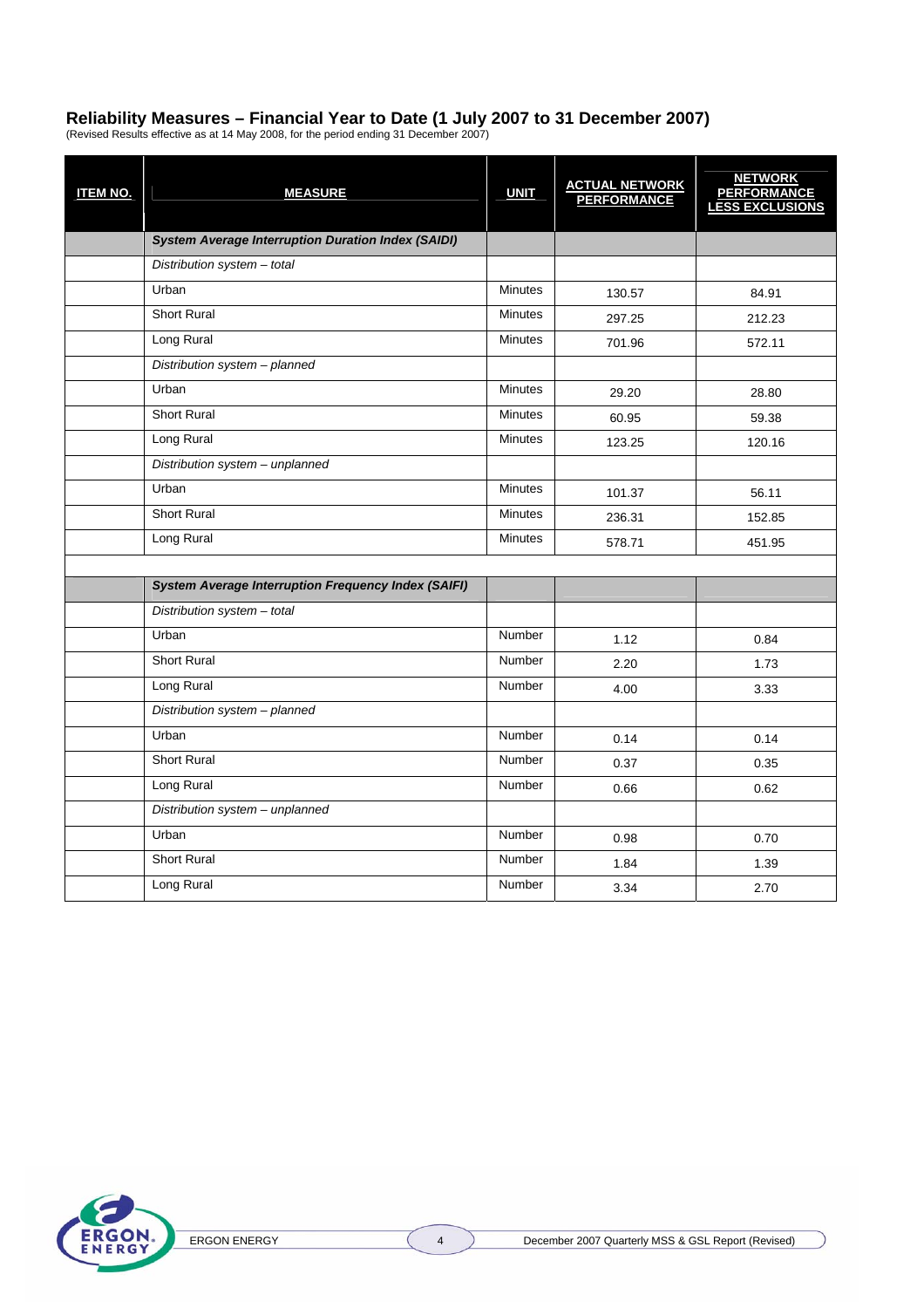## Reliability Measures – Financial Year to Date (1 July 2007 to 31 December 2007)

(Revised Results effective as at 14 May 2008, for the period ending 31 December 2007)

| ITEM NO. | MEASURE | UNIT | ACTUAL NETWORK PERFORMANCE | NETWORK PERFORMANCE LESS EXCLUSIONS |
|---|---|---|---|---|
| | ***System Average Interruption Duration Index (SAIDI)*** | | | |
| | *Distribution system – total* | | | |
| | Urban | Minutes | 130.57 | 84.91 |
| | Short Rural | Minutes | 297.25 | 212.23 |
| | Long Rural | Minutes | 701.96 | 572.11 |
| | *Distribution system – planned* | | | |
| | Urban | Minutes | 29.20 | 28.80 |
| | Short Rural | Minutes | 60.95 | 59.38 |
| | Long Rural | Minutes | 123.25 | 120.16 |
| | *Distribution system – unplanned* | | | |
| | Urban | Minutes | 101.37 | 56.11 |
| | Short Rural | Minutes | 236.31 | 152.85 |
| | Long Rural | Minutes | 578.71 | 451.95 |
| | | | | |
| | ***System Average Interruption Frequency Index (SAIFI)*** | | | |
| | *Distribution system – total* | | | |
| | Urban | Number | 1.12 | 0.84 |
| | Short Rural | Number | 2.20 | 1.73 |
| | Long Rural | Number | 4.00 | 3.33 |
| | *Distribution system – planned* | | | |
| | Urban | Number | 0.14 | 0.14 |
| | Short Rural | Number | 0.37 | 0.35 |
| | Long Rural | Number | 0.66 | 0.62 |
| | *Distribution system – unplanned* | | | |
| | Urban | Number | 0.98 | 0.70 |
| | Short Rural | Number | 1.84 | 1.39 |
| | Long Rural | Number | 3.34 | 2.70 |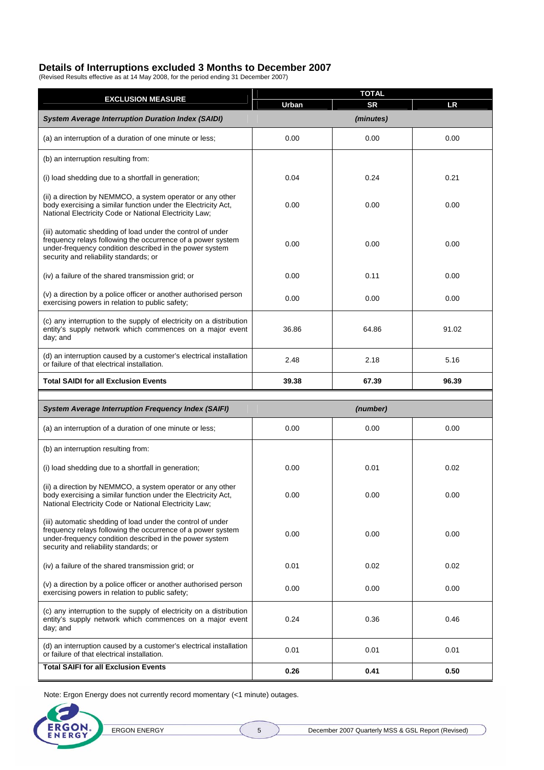## Details of Interruptions excluded 3 Months to December 2007

(Revised Results effective as at 14 May 2008, for the period ending 31 December 2007)

| EXCLUSION MEASURE | TOTAL | | |
|---|---|---|---|
| | Urban | SR | LR |
| ***System Average Interruption Duration Index (SAIDI)*** | | *(minutes)* | |
| (a) an interruption of a duration of one minute or less; | 0.00 | 0.00 | 0.00 |
| (b) an interruption resulting from: | | | |
| (i) load shedding due to a shortfall in generation; | 0.04 | 0.24 | 0.21 |
| (ii) a direction by NEMMCO, a system operator or any other body exercising a similar function under the Electricity Act, National Electricity Code or National Electricity Law; | 0.00 | 0.00 | 0.00 |
| (iii) automatic shedding of load under the control of under frequency relays following the occurrence of a power system under-frequency condition described in the power system security and reliability standards; or | 0.00 | 0.00 | 0.00 |
| (iv) a failure of the shared transmission grid; or | 0.00 | 0.11 | 0.00 |
| (v) a direction by a police officer or another authorised person exercising powers in relation to public safety; | 0.00 | 0.00 | 0.00 |
| (c) any interruption to the supply of electricity on a distribution entity's supply network which commences on a major event day; and | 36.86 | 64.86 | 91.02 |
| (d) an interruption caused by a customer's electrical installation or failure of that electrical installation. | 2.48 | 2.18 | 5.16 |
| **Total SAIDI for all Exclusion Events** | **39.38** | **67.39** | **96.39** |
| ***System Average Interruption Frequency Index (SAIFI)*** | | *(number)* | |
| (a) an interruption of a duration of one minute or less; | 0.00 | 0.00 | 0.00 |
| (b) an interruption resulting from: | | | |
| (i) load shedding due to a shortfall in generation; | 0.00 | 0.01 | 0.02 |
| (ii) a direction by NEMMCO, a system operator or any other body exercising a similar function under the Electricity Act, National Electricity Code or National Electricity Law; | 0.00 | 0.00 | 0.00 |
| (iii) automatic shedding of load under the control of under frequency relays following the occurrence of a power system under-frequency condition described in the power system security and reliability standards; or | 0.00 | 0.00 | 0.00 |
| (iv) a failure of the shared transmission grid; or | 0.01 | 0.02 | 0.02 |
| (v) a direction by a police officer or another authorised person exercising powers in relation to public safety; | 0.00 | 0.00 | 0.00 |
| (c) any interruption to the supply of electricity on a distribution entity's supply network which commences on a major event day; and | 0.24 | 0.36 | 0.46 |
| (d) an interruption caused by a customer's electrical installation or failure of that electrical installation. | 0.01 | 0.01 | 0.01 |
| **Total SAIFI for all Exclusion Events** | **0.26** | **0.41** | **0.50** |

Note: Ergon Energy does not currently record momentary (<1 minute) outages.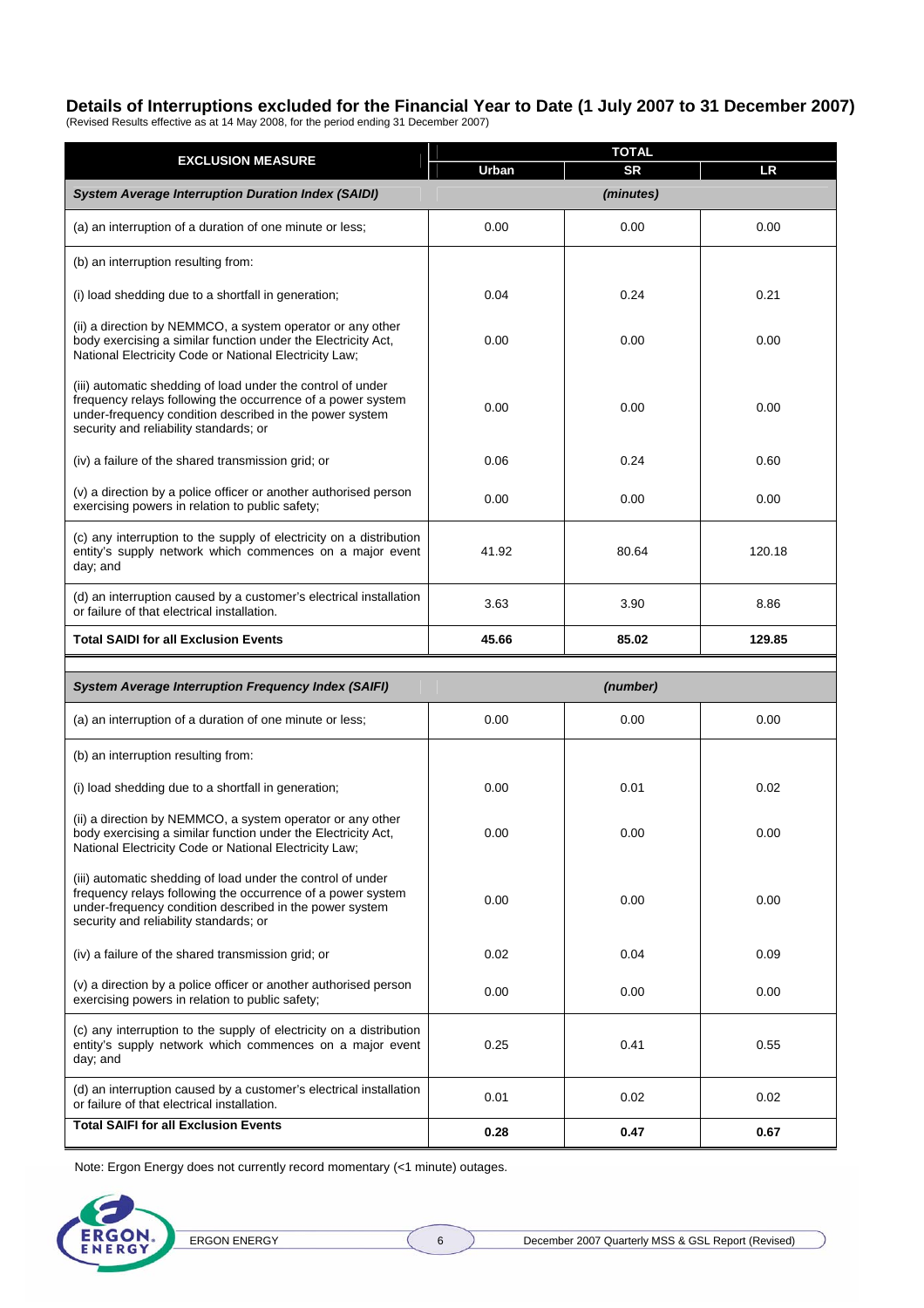## Details of Interruptions excluded for the Financial Year to Date (1 July 2007 to 31 December 2007)

(Revised Results effective as at 14 May 2008, for the period ending 31 December 2007)

| EXCLUSION MEASURE | TOTAL | | |
|---|---|---|---|
| | Urban | SR | LR |
| ***System Average Interruption Duration Index (SAIDI)*** | *(minutes)* | | |
| (a) an interruption of a duration of one minute or less; | 0.00 | 0.00 | 0.00 |
| (b) an interruption resulting from: | | | |
| (i) load shedding due to a shortfall in generation; | 0.04 | 0.24 | 0.21 |
| (ii) a direction by NEMMCO, a system operator or any other body exercising a similar function under the Electricity Act, National Electricity Code or National Electricity Law; | 0.00 | 0.00 | 0.00 |
| (iii) automatic shedding of load under the control of under frequency relays following the occurrence of a power system under-frequency condition described in the power system security and reliability standards; or | 0.00 | 0.00 | 0.00 |
| (iv) a failure of the shared transmission grid; or | 0.06 | 0.24 | 0.60 |
| (v) a direction by a police officer or another authorised person exercising powers in relation to public safety; | 0.00 | 0.00 | 0.00 |
| (c) any interruption to the supply of electricity on a distribution entity's supply network which commences on a major event day; and | 41.92 | 80.64 | 120.18 |
| (d) an interruption caused by a customer's electrical installation or failure of that electrical installation. | 3.63 | 3.90 | 8.86 |
| **Total SAIDI for all Exclusion Events** | **45.66** | **85.02** | **129.85** |
| ***System Average Interruption Frequency Index (SAIFI)*** | *(number)* | | |
| (a) an interruption of a duration of one minute or less; | 0.00 | 0.00 | 0.00 |
| (b) an interruption resulting from: | | | |
| (i) load shedding due to a shortfall in generation; | 0.00 | 0.01 | 0.02 |
| (ii) a direction by NEMMCO, a system operator or any other body exercising a similar function under the Electricity Act, National Electricity Code or National Electricity Law; | 0.00 | 0.00 | 0.00 |
| (iii) automatic shedding of load under the control of under frequency relays following the occurrence of a power system under-frequency condition described in the power system security and reliability standards; or | 0.00 | 0.00 | 0.00 |
| (iv) a failure of the shared transmission grid; or | 0.02 | 0.04 | 0.09 |
| (v) a direction by a police officer or another authorised person exercising powers in relation to public safety; | 0.00 | 0.00 | 0.00 |
| (c) any interruption to the supply of electricity on a distribution entity's supply network which commences on a major event day; and | 0.25 | 0.41 | 0.55 |
| (d) an interruption caused by a customer's electrical installation or failure of that electrical installation. | 0.01 | 0.02 | 0.02 |
| **Total SAIFI for all Exclusion Events** | **0.28** | **0.47** | **0.67** |

Note: Ergon Energy does not currently record momentary (<1 minute) outages.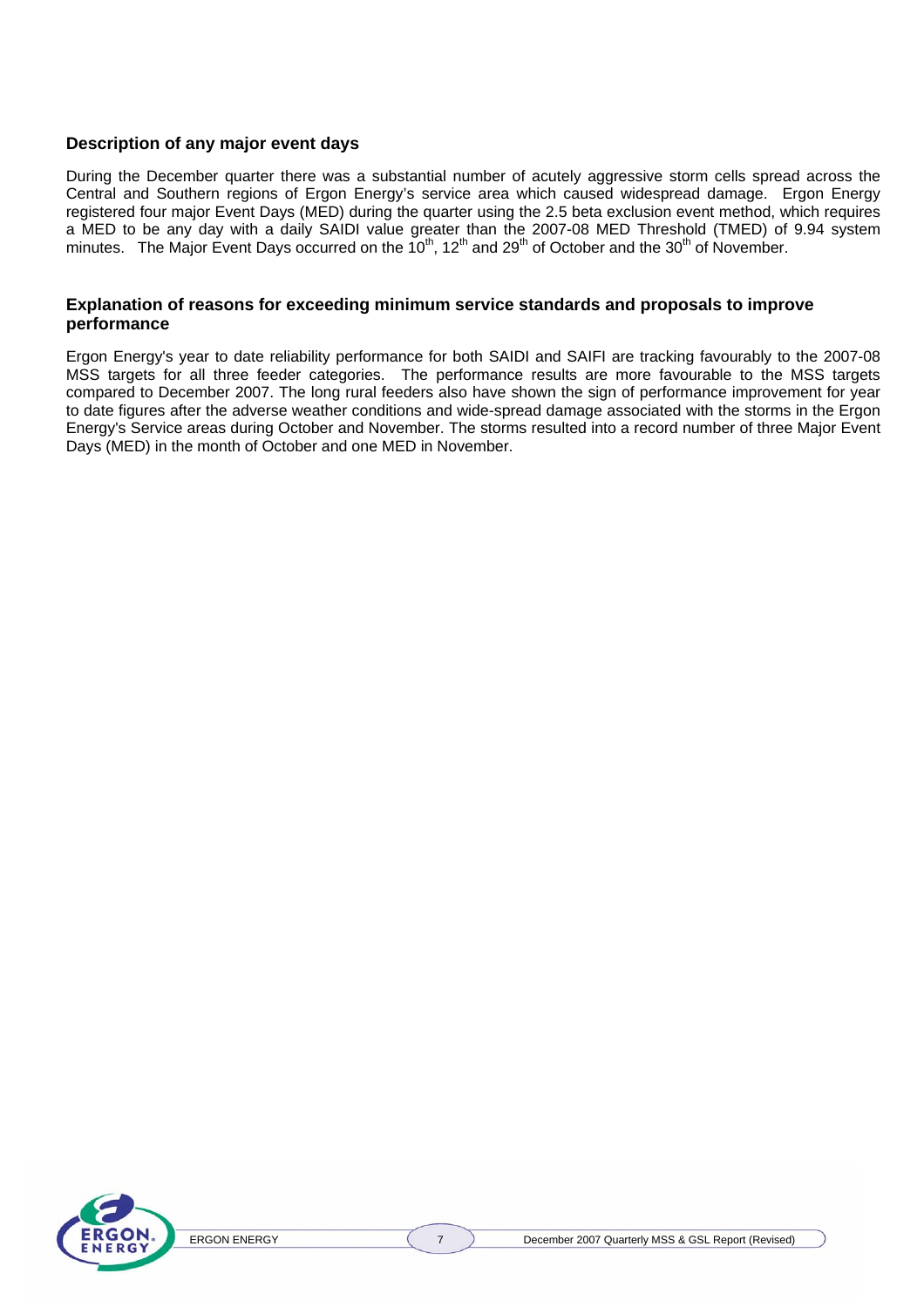## Description of any major event days

During the December quarter there was a substantial number of acutely aggressive storm cells spread across the Central and Southern regions of Ergon Energy's service area which caused widespread damage. Ergon Energy registered four major Event Days (MED) during the quarter using the 2.5 beta exclusion event method, which requires a MED to be any day with a daily SAIDI value greater than the 2007-08 MED Threshold (TMED) of 9.94 system minutes. The Major Event Days occurred on the 10th, 12th and 29th of October and the 30th of November.

## Explanation of reasons for exceeding minimum service standards and proposals to improve performance

Ergon Energy's year to date reliability performance for both SAIDI and SAIFI are tracking favourably to the 2007-08 MSS targets for all three feeder categories. The performance results are more favourable to the MSS targets compared to December 2007. The long rural feeders also have shown the sign of performance improvement for year to date figures after the adverse weather conditions and wide-spread damage associated with the storms in the Ergon Energy's Service areas during October and November. The storms resulted into a record number of three Major Event Days (MED) in the month of October and one MED in November.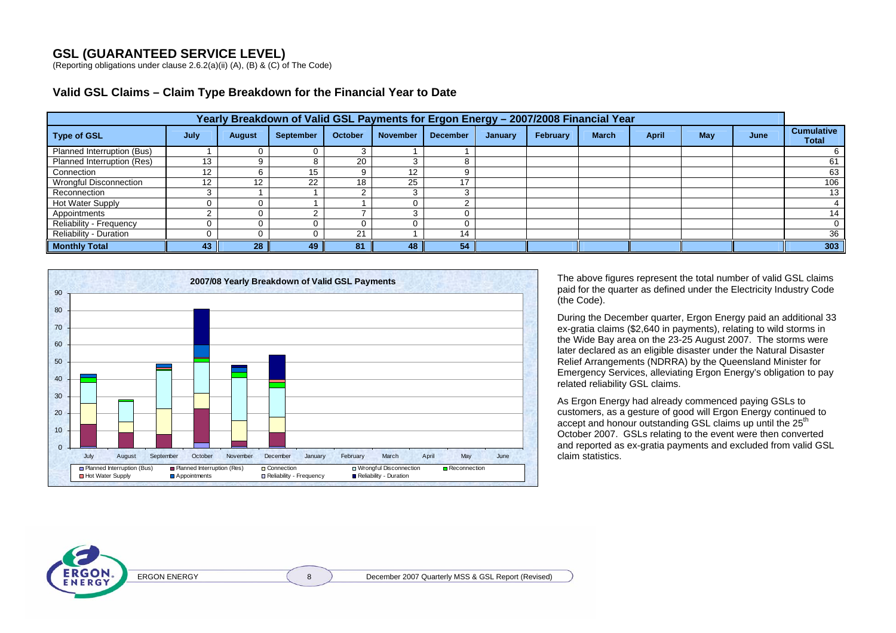# GSL (GUARANTEED SERVICE LEVEL)

(Reporting obligations under clause 2.6.2(a)(ii) (A), (B) & (C) of The Code)

## Valid GSL Claims – Claim Type Breakdown for the Financial Year to Date

| Yearly Breakdown of Valid GSL Payments for Ergon Energy – 2007/2008 Financial Year | | | | | | | | | | | | | |
|---|---|---|---|---|---|---|---|---|---|---|---|---|---|
| **Type of GSL** | **July** | **August** | **September** | **October** | **November** | **December** | **January** | **February** | **March** | **April** | **May** | **June** | **Cumulative Total** |
| Planned Interruption (Bus) | 1 | 0 | 0 | 3 | 1 | 1 | | | | | | | 6 |
| Planned Interruption (Res) | 13 | 9 | 8 | 20 | 3 | 8 | | | | | | | 61 |
| Connection | 12 | 6 | 15 | 9 | 12 | 9 | | | | | | | 63 |
| Wrongful Disconnection | 12 | 12 | 22 | 18 | 25 | 17 | | | | | | | 106 |
| Reconnection | 3 | 1 | 1 | 2 | 3 | 3 | | | | | | | 13 |
| Hot Water Supply | 0 | 0 | 1 | 1 | 0 | 2 | | | | | | | 4 |
| Appointments | 2 | 0 | 2 | 7 | 3 | 0 | | | | | | | 14 |
| Reliability - Frequency | 0 | 0 | 0 | 0 | 0 | 0 | | | | | | | 0 |
| Reliability - Duration | 0 | 0 | 0 | 21 | 1 | 14 | | | | | | | 36 |
| **Monthly Total** | **43** | **28** | **49** | **81** | **48** | **54** | | | | | | | **303** |

The above figures represent the total number of valid GSL claims paid for the quarter as defined under the Electricity Industry Code (the Code).

During the December quarter, Ergon Energy paid an additional 33 ex-gratia claims ($2,640 in payments), relating to wild storms in the Wide Bay area on the 23-25 August 2007. The storms were later declared as an eligible disaster under the Natural Disaster Relief Arrangements (NDRRA) by the Queensland Minister for Emergency Services, alleviating Ergon Energy's obligation to pay related reliability GSL claims.

As Ergon Energy had already commenced paying GSLs to customers, as a gesture of good will Ergon Energy continued to accept and honour outstanding GSL claims up until the 25th October 2007. GSLs relating to the event were then converted and reported as ex-gratia payments and excluded from valid GSL claim statistics.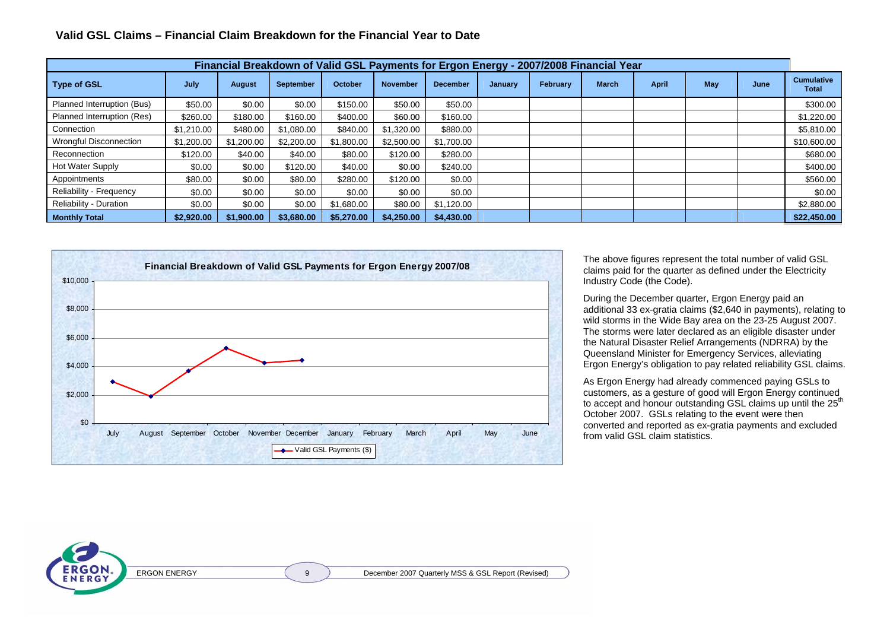## Valid GSL Claims – Financial Claim Breakdown for the Financial Year to Date

| Financial Breakdown of Valid GSL Payments for Ergon Energy - 2007/2008 Financial Year | | | | | | | | | | | | | |
|---|---|---|---|---|---|---|---|---|---|---|---|---|---|
| **Type of GSL** | **July** | **August** | **September** | **October** | **November** | **December** | **January** | **February** | **March** | **April** | **May** | **June** | **Cumulative Total** |
| Planned Interruption (Bus) | $50.00 | $0.00 | $0.00 | $150.00 | $50.00 | $50.00 | | | | | | | $300.00 |
| Planned Interruption (Res) | $260.00 | $180.00 | $160.00 | $400.00 | $60.00 | $160.00 | | | | | | | $1,220.00 |
| Connection | $1,210.00 | $480.00 | $1,080.00 | $840.00 | $1,320.00 | $880.00 | | | | | | | $5,810.00 |
| Wrongful Disconnection | $1,200.00 | $1,200.00 | $2,200.00 | $1,800.00 | $2,500.00 | $1,700.00 | | | | | | | $10,600.00 |
| Reconnection | $120.00 | $40.00 | $40.00 | $80.00 | $120.00 | $280.00 | | | | | | | $680.00 |
| Hot Water Supply | $0.00 | $0.00 | $120.00 | $40.00 | $0.00 | $240.00 | | | | | | | $400.00 |
| Appointments | $80.00 | $0.00 | $80.00 | $280.00 | $120.00 | $0.00 | | | | | | | $560.00 |
| Reliability - Frequency | $0.00 | $0.00 | $0.00 | $0.00 | $0.00 | $0.00 | | | | | | | $0.00 |
| Reliability - Duration | $0.00 | $0.00 | $0.00 | $1,680.00 | $80.00 | $1,120.00 | | | | | | | $2,880.00 |
| **Monthly Total** | **$2,920.00** | **$1,900.00** | **$3,680.00** | **$5,270.00** | **$4,250.00** | **$4,430.00** | | | | | | | **$22,450.00** |

**Financial Breakdown of Valid GSL Payments for Ergon Energy 2007/08**

The above figures represent the total number of valid GSL claims paid for the quarter as defined under the Electricity Industry Code (the Code).

During the December quarter, Ergon Energy paid an additional 33 ex-gratia claims ($2,640 in payments), relating to wild storms in the Wide Bay area on the 23-25 August 2007. The storms were later declared as an eligible disaster under the Natural Disaster Relief Arrangements (NDRRA) by the Queensland Minister for Emergency Services, alleviating Ergon Energy's obligation to pay related reliability GSL claims.

As Ergon Energy had already commenced paying GSLs to customers, as a gesture of good will Ergon Energy continued to accept and honour outstanding GSL claims up until the 25th October 2007. GSLs relating to the event were then converted and reported as ex-gratia payments and excluded from valid GSL claim statistics.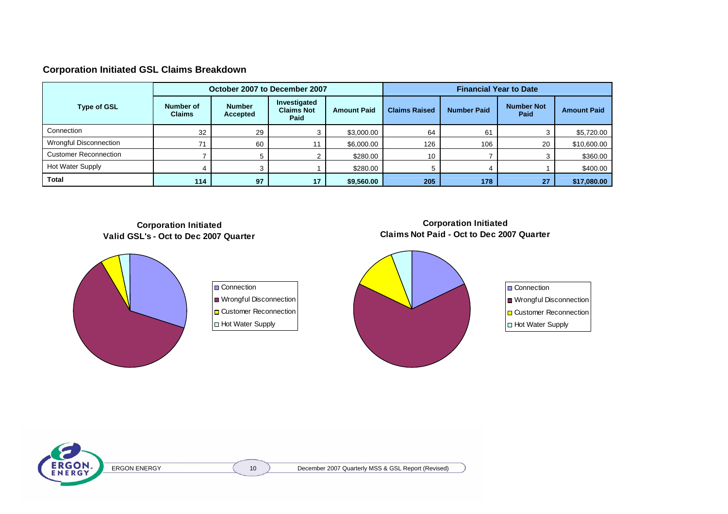## Corporation Initiated GSL Claims Breakdown

| Type of GSL | October 2007 to December 2007 | | | | Financial Year to Date | | | |
|---|---|---|---|---|---|---|---|---|
| | Number of Claims | Number Accepted | Investigated Claims Not Paid | Amount Paid | Claims Raised | Number Paid | Number Not Paid | Amount Paid |
| Connection | 32 | 29 | 3 | $3,000.00 | 64 | 61 | 3 | $5,720.00 |
| Wrongful Disconnection | 71 | 60 | 11 | $6,000.00 | 126 | 106 | 20 | $10,600.00 |
| Customer Reconnection | 7 | 5 | 2 | $280.00 | 10 | 7 | 3 | $360.00 |
| Hot Water Supply | 4 | 3 | 1 | $280.00 | 5 | 4 | 1 | $400.00 |
| **Total** | **114** | **97** | **17** | **$9,560.00** | **205** | **178** | **27** | **$17,080.00** |

**Corporation Initiated Valid GSL's - Oct to Dec 2007 Quarter**

- Connection
- Wrongful Disconnection
- Customer Reconnection
- Hot Water Supply

**Corporation Initiated Claims Not Paid - Oct to Dec 2007 Quarter**

- Connection
- Wrongful Disconnection
- Customer Reconnection
- Hot Water Supply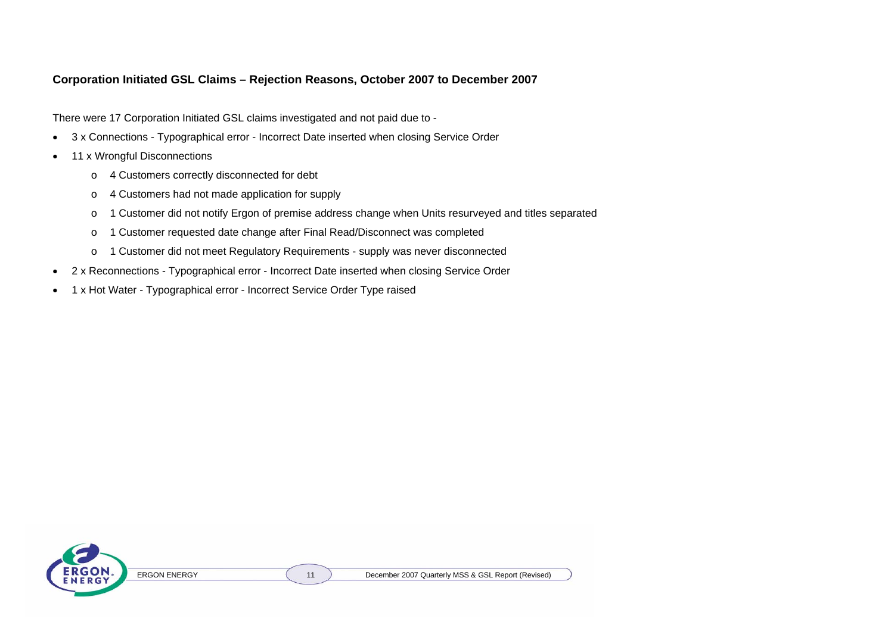## Corporation Initiated GSL Claims – Rejection Reasons, October 2007 to December 2007

There were 17 Corporation Initiated GSL claims investigated and not paid due to -

- 3 x Connections - Typographical error - Incorrect Date inserted when closing Service Order
- 11 x Wrongful Disconnections
  - 4 Customers correctly disconnected for debt
  - 4 Customers had not made application for supply
  - 1 Customer did not notify Ergon of premise address change when Units resurveyed and titles separated
  - 1 Customer requested date change after Final Read/Disconnect was completed
  - 1 Customer did not meet Regulatory Requirements - supply was never disconnected
- 2 x Reconnections - Typographical error - Incorrect Date inserted when closing Service Order
- 1 x Hot Water - Typographical error - Incorrect Service Order Type raised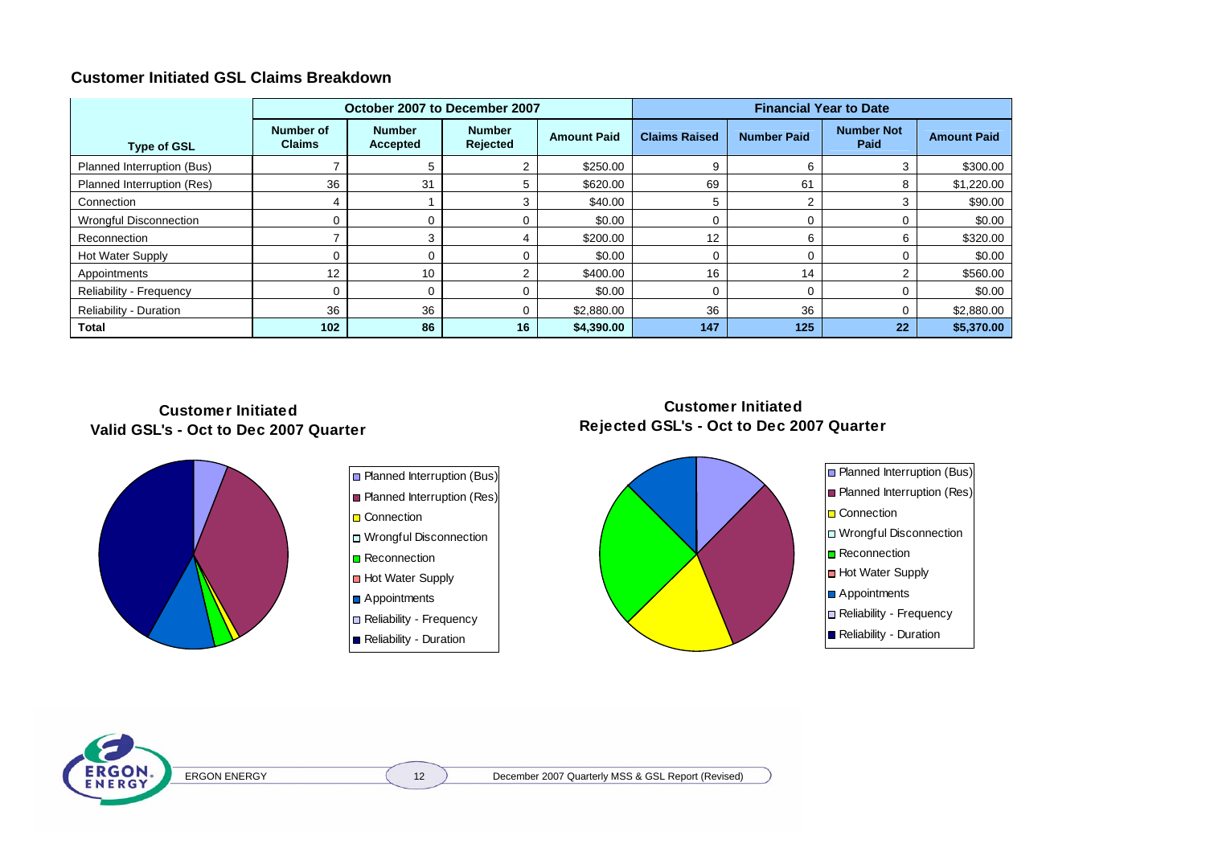## Customer Initiated GSL Claims Breakdown

| Type of GSL | October 2007 to December 2007 | | | | Financial Year to Date | | | |
|---|---|---|---|---|---|---|---|---|
| | Number of Claims | Number Accepted | Number Rejected | Amount Paid | Claims Raised | Number Paid | Number Not Paid | Amount Paid |
| Planned Interruption (Bus) | 7 | 5 | 2 | $250.00 | 9 | 6 | 3 | $300.00 |
| Planned Interruption (Res) | 36 | 31 | 5 | $620.00 | 69 | 61 | 8 | $1,220.00 |
| Connection | 4 | 1 | 3 | $40.00 | 5 | 2 | 3 | $90.00 |
| Wrongful Disconnection | 0 | 0 | 0 | $0.00 | 0 | 0 | 0 | $0.00 |
| Reconnection | 7 | 3 | 4 | $200.00 | 12 | 6 | 6 | $320.00 |
| Hot Water Supply | 0 | 0 | 0 | $0.00 | 0 | 0 | 0 | $0.00 |
| Appointments | 12 | 10 | 2 | $400.00 | 16 | 14 | 2 | $560.00 |
| Reliability - Frequency | 0 | 0 | 0 | $0.00 | 0 | 0 | 0 | $0.00 |
| Reliability - Duration | 36 | 36 | 0 | $2,880.00 | 36 | 36 | 0 | $2,880.00 |
| **Total** | **102** | **86** | **16** | **$4,390.00** | **147** | **125** | **22** | **$5,370.00** |

**Customer Initiated Valid GSL's - Oct to Dec 2007 Quarter**

- Planned Interruption (Bus)
- Planned Interruption (Res)
- Connection
- Wrongful Disconnection
- Reconnection
- Hot Water Supply
- Appointments
- Reliability - Frequency
- Reliability - Duration

**Customer Initiated Rejected GSL's - Oct to Dec 2007 Quarter**

- Planned Interruption (Bus)
- Planned Interruption (Res)
- Connection
- Wrongful Disconnection
- Reconnection
- Hot Water Supply
- Appointments
- Reliability - Frequency
- Reliability - Duration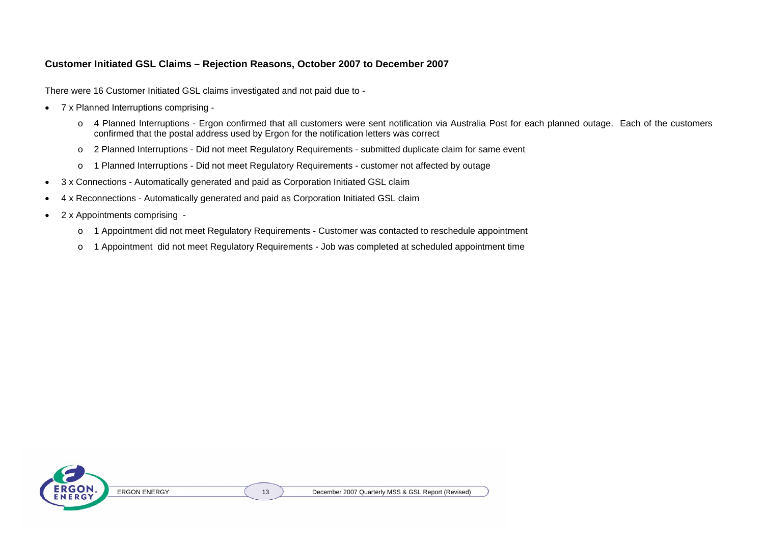**Customer Initiated GSL Claims – Rejection Reasons, October 2007 to December 2007**

There were 16 Customer Initiated GSL claims investigated and not paid due to -

- 7 x Planned Interruptions comprising -
  - 4 Planned Interruptions - Ergon confirmed that all customers were sent notification via Australia Post for each planned outage. Each of the customers confirmed that the postal address used by Ergon for the notification letters was correct
  - 2 Planned Interruptions - Did not meet Regulatory Requirements - submitted duplicate claim for same event
  - 1 Planned Interruptions - Did not meet Regulatory Requirements - customer not affected by outage
- 3 x Connections - Automatically generated and paid as Corporation Initiated GSL claim
- 4 x Reconnections - Automatically generated and paid as Corporation Initiated GSL claim
- 2 x Appointments comprising -
  - 1 Appointment did not meet Regulatory Requirements - Customer was contacted to reschedule appointment
  - 1 Appointment did not meet Regulatory Requirements - Job was completed at scheduled appointment time